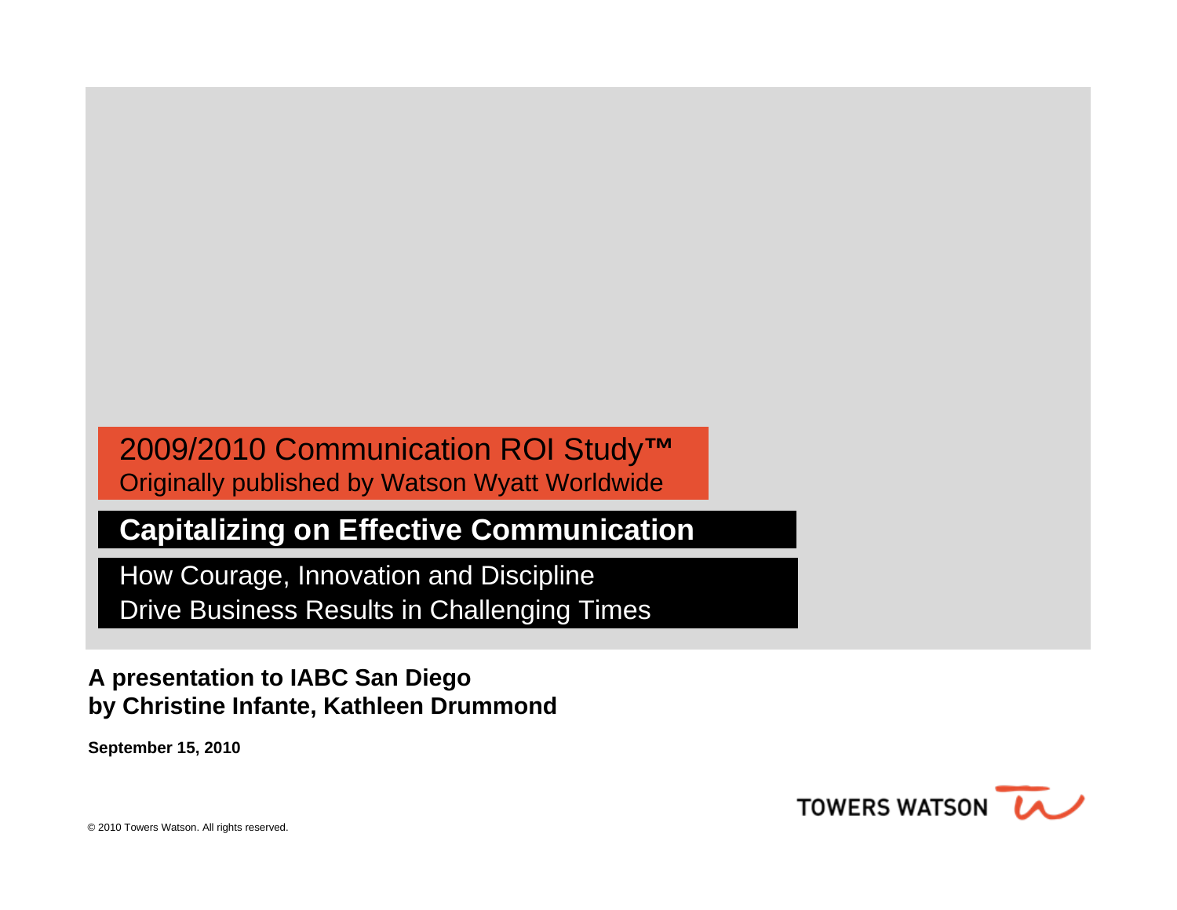2009/2010 Communication ROI Study™

Originally published by Watson Wyatt Worldwide

# Capitalizing on Effective Communication

## How Courage, Innovation and Discipline Drive Business Results in Challenging Times

**A presentation to IABC San Diego**
**by Christine Infante, Kathleen Drummond**

**September 15, 2010**

TOWERS WATSON

© 2010 Towers Watson. All rights reserved.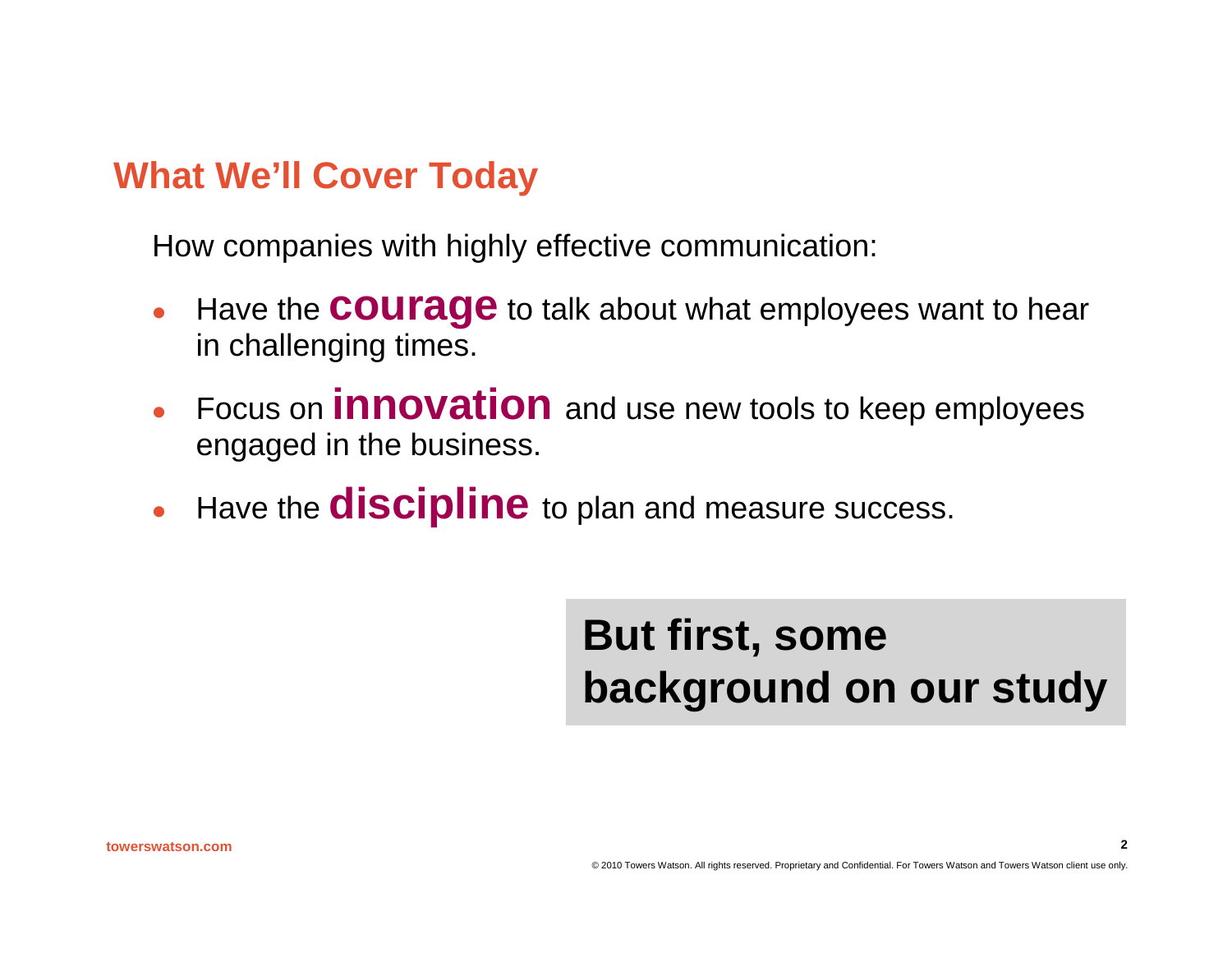## What We'll Cover Today

How companies with highly effective communication:

- Have the **courage** to talk about what employees want to hear in challenging times.
- Focus on **innovation** and use new tools to keep employees engaged in the business.
- Have the **discipline** to plan and measure success.

**But first, some background on our study**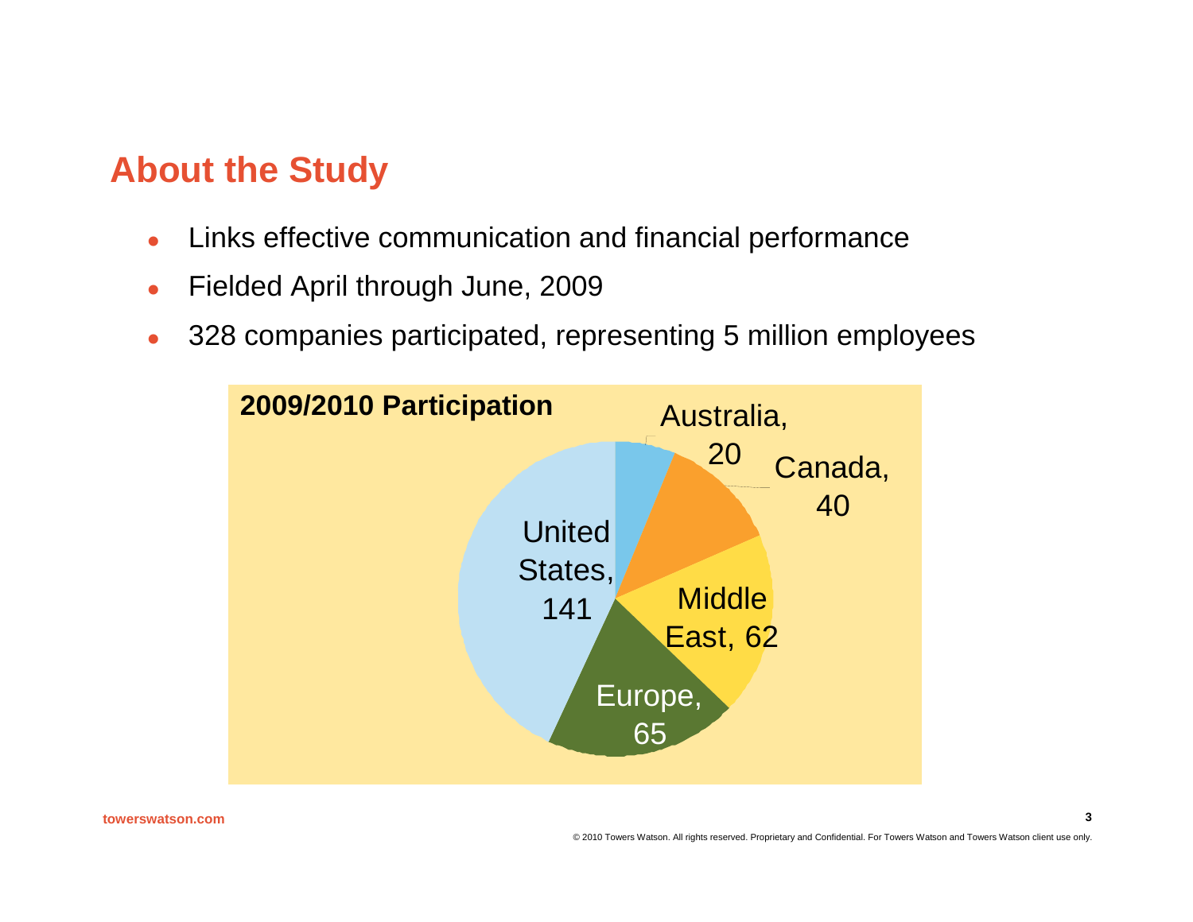## About the Study

- Links effective communication and financial performance
- Fielded April through June, 2009
- 328 companies participated, representing 5 million employees

**2009/2010 Participation**

| Region | Companies |
|---|---|
| United States | 141 |
| Europe | 65 |
| Middle East | 62 |
| Canada | 40 |
| Australia | 20 |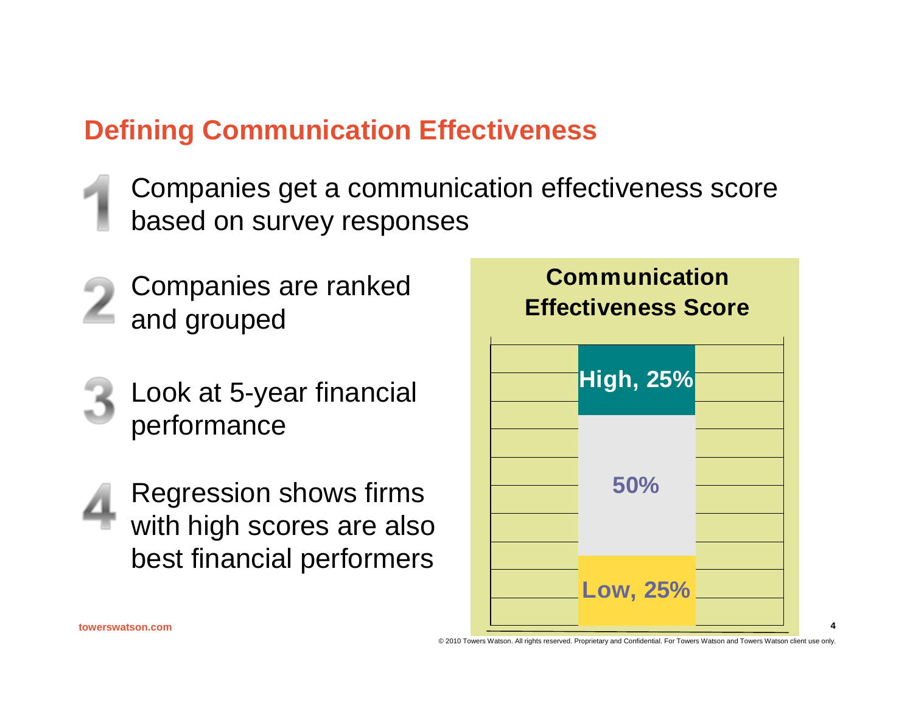## Defining Communication Effectiveness

1. Companies get a communication effectiveness score based on survey responses
2. Companies are ranked and grouped
3. Look at 5-year financial performance
4. Regression shows firms with high scores are also best financial performers

**Communication Effectiveness Score**

High, 25%

50%

Low, 25%

towerswatson.com

© 2010 Towers Watson. All rights reserved. Proprietary and Confidential. For Towers Watson and Towers Watson client use only.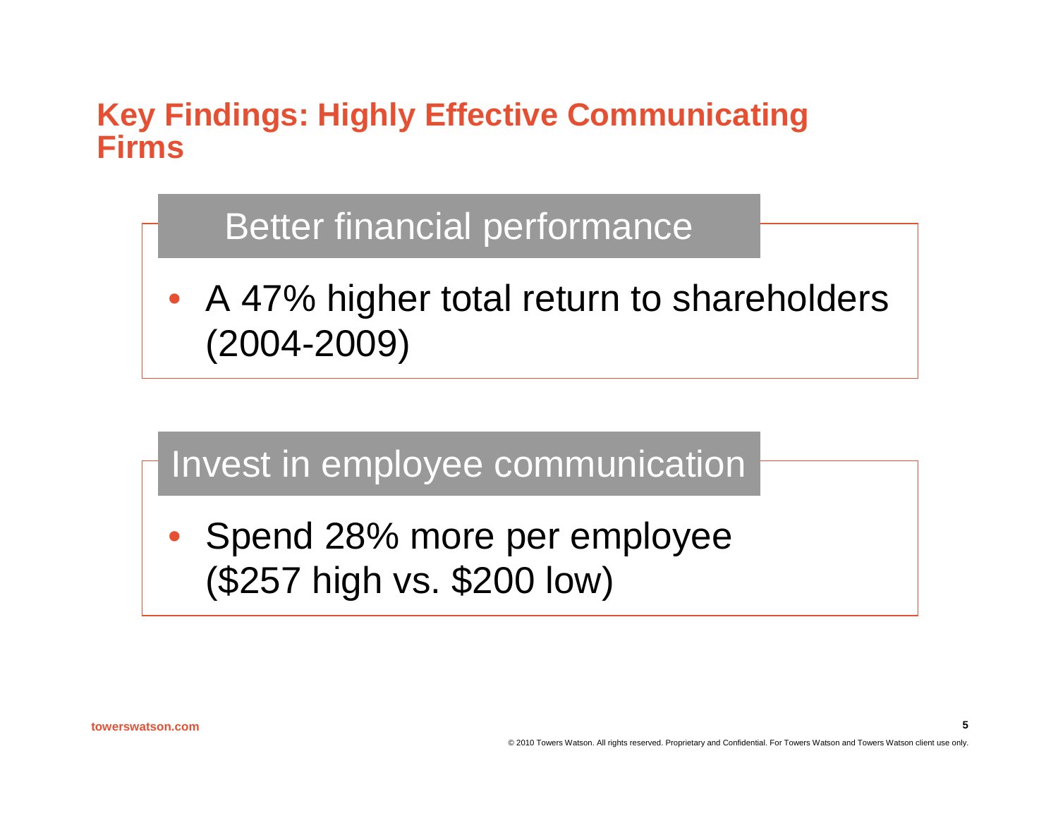# Key Findings: Highly Effective Communicating Firms

## Better financial performance

- A 47% higher total return to shareholders (2004-2009)

## Invest in employee communication

- Spend 28% more per employee ($257 high vs. $200 low)

towerswatson.com

© 2010 Towers Watson. All rights reserved. Proprietary and Confidential. For Towers Watson and Towers Watson client use only.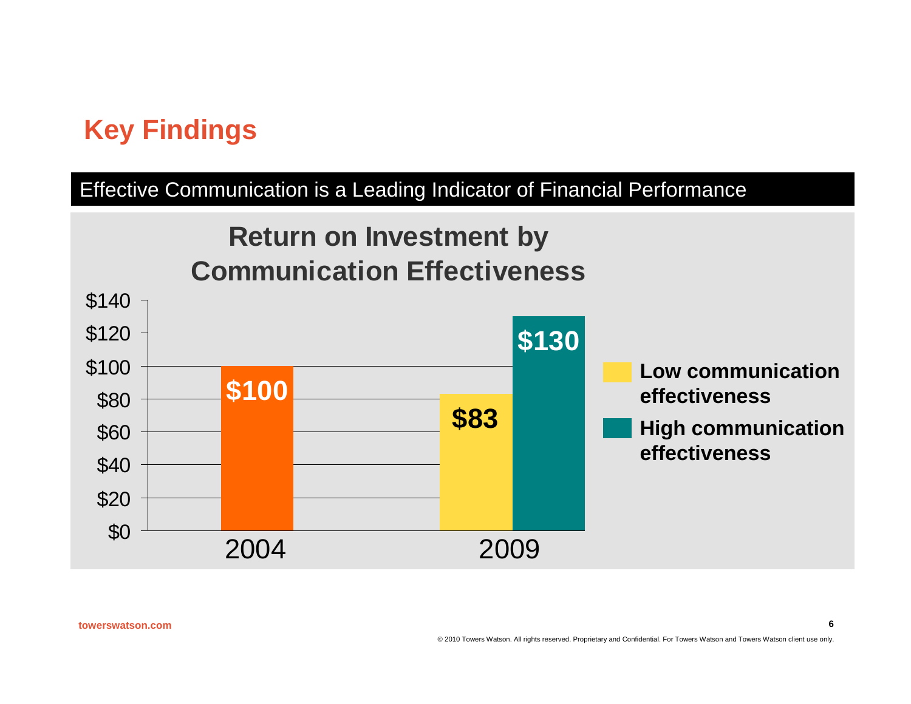# Key Findings

## Effective Communication is a Leading Indicator of Financial Performance

### Return on Investment by Communication Effectiveness

| Year | Low communication effectiveness | High communication effectiveness |
| --- | --- | --- |
| 2004 | $100 | |
| 2009 | $83 | $130 |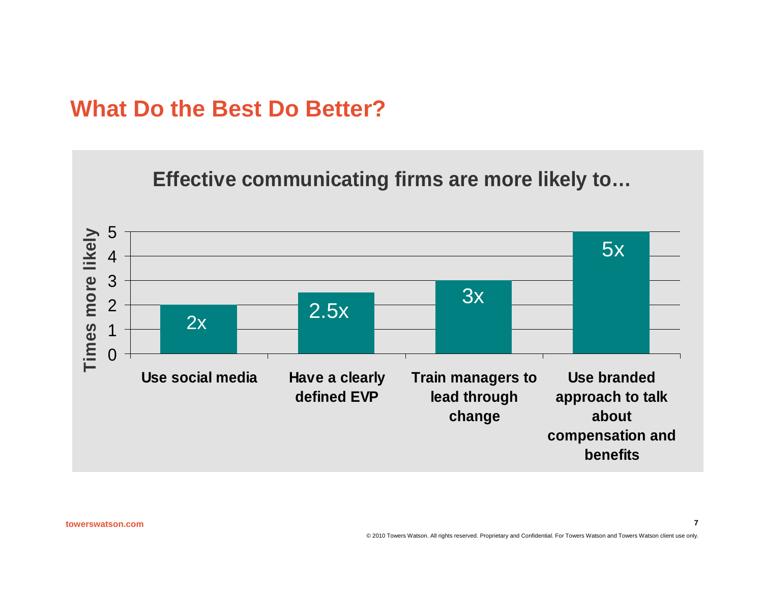# What Do the Best Do Better?

## Effective communicating firms are more likely to…

| | Times more likely |
|---|---|
| Use social media | 2x |
| Have a clearly defined EVP | 2.5x |
| Train managers to lead through change | 3x |
| Use branded approach to talk about compensation and benefits | 5x |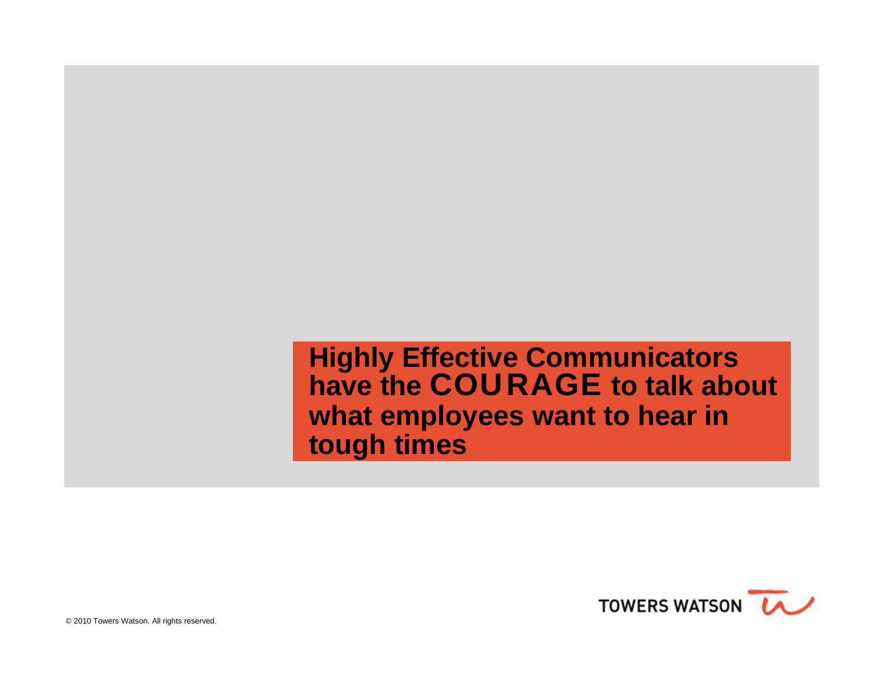**Highly Effective Communicators have the COURAGE to talk about what employees want to hear in tough times**

© 2010 Towers Watson. All rights reserved.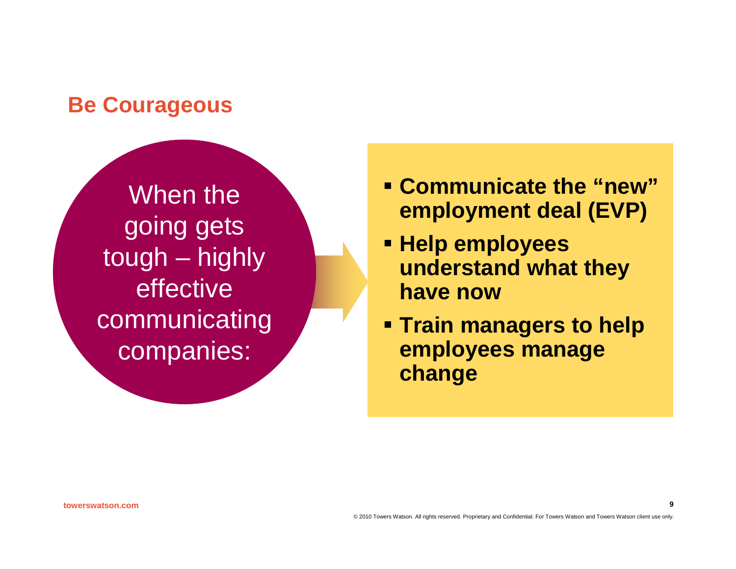## Be Courageous

When the going gets tough – highly effective communicating companies:

- **Communicate the "new" employment deal (EVP)**
- **Help employees understand what they have now**
- **Train managers to help employees manage change**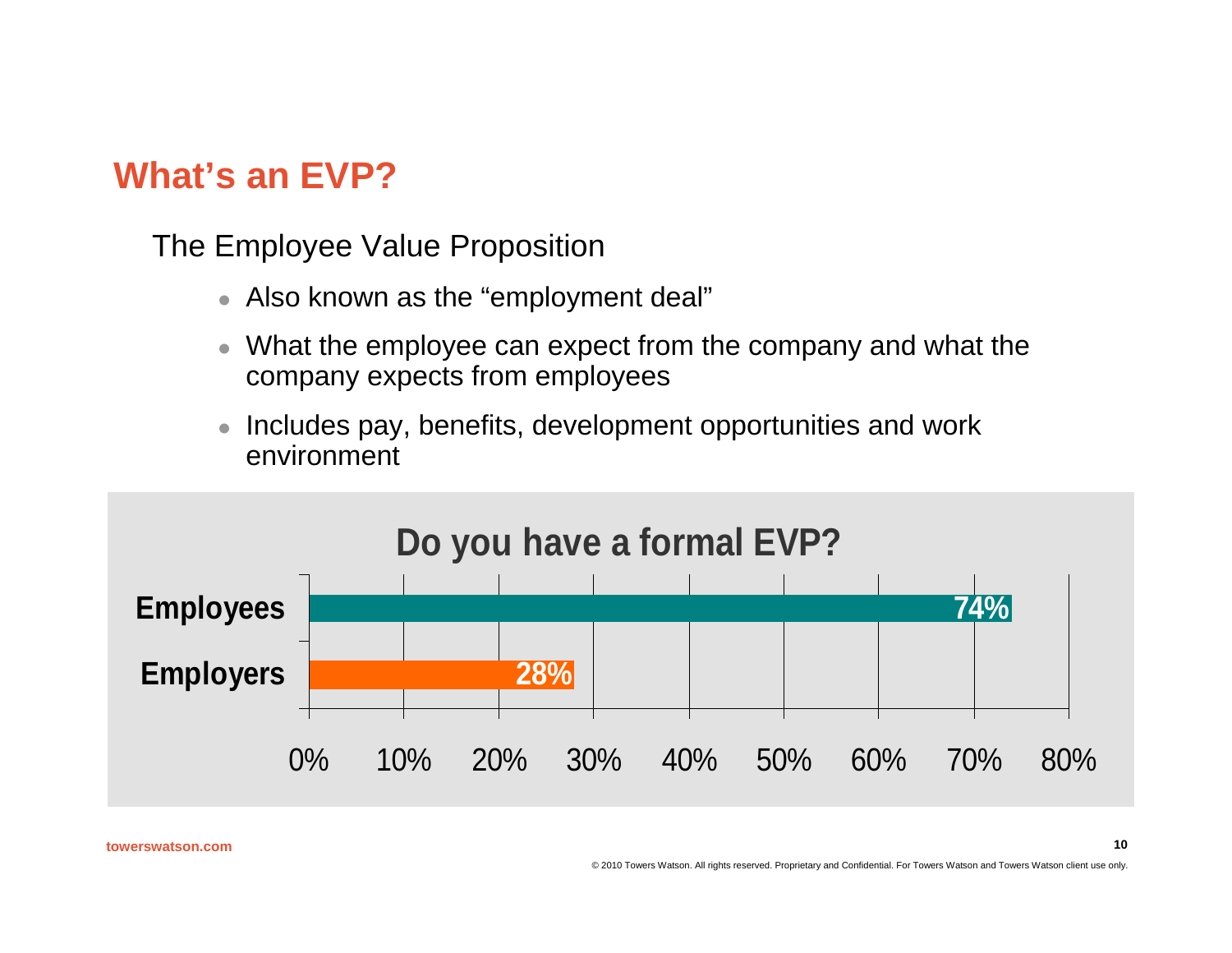# What's an EVP?

The Employee Value Proposition

- Also known as the "employment deal"
- What the employee can expect from the company and what the company expects from employees
- Includes pay, benefits, development opportunities and work environment

**Do you have a formal EVP?**

| | Yes |
|---|---|
| Employees | 74% |
| Employers | 28% |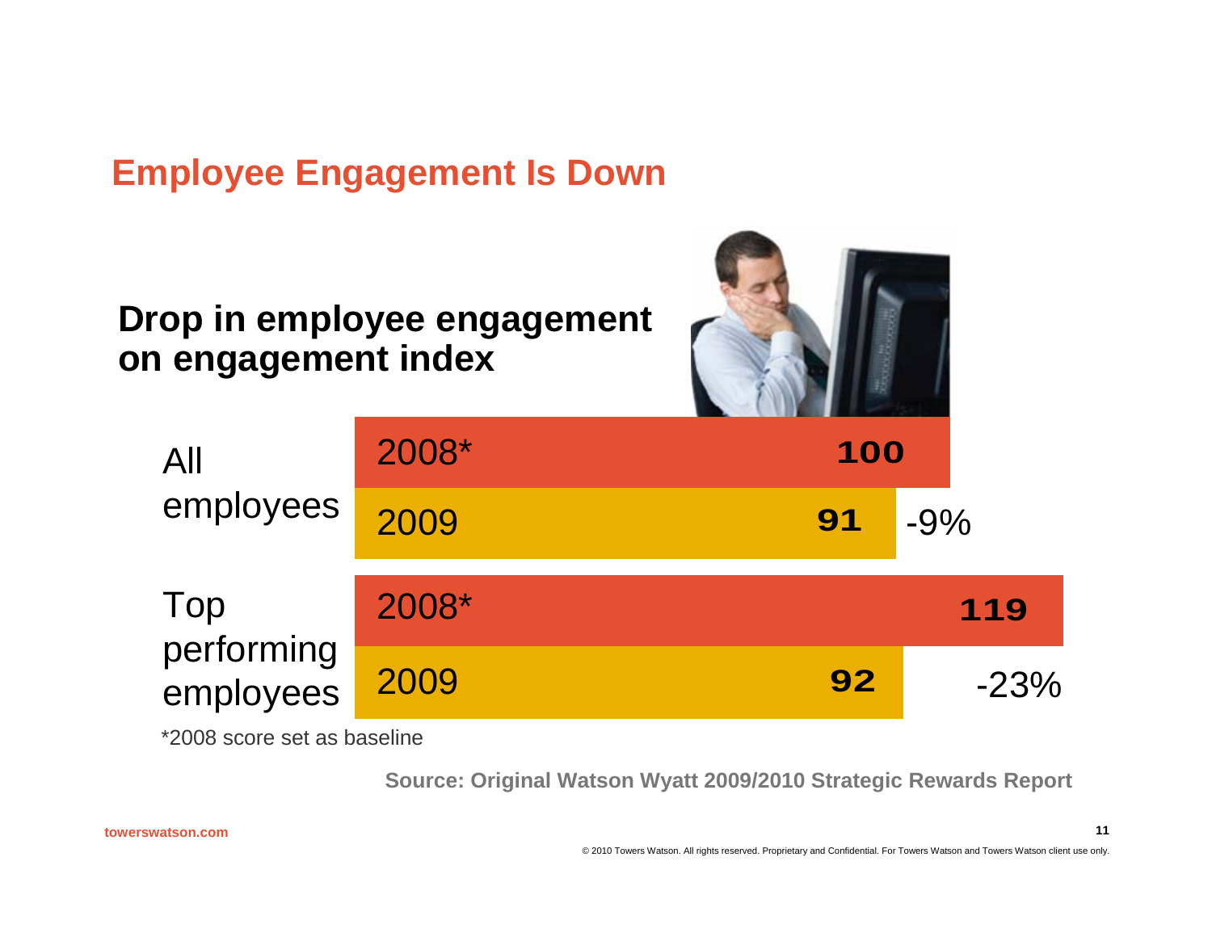# Employee Engagement Is Down

## Drop in employee engagement on engagement index

| | Year | Score | Change |
|---|---|---|---|
| All employees | 2008* | 100 | |
| | 2009 | 91 | -9% |
| Top performing employees | 2008* | 119 | |
| | 2009 | 92 | -23% |

*2008 score set as baseline

**Source: Original Watson Wyatt 2009/2010 Strategic Rewards Report**

towerswatson.com

© 2010 Towers Watson. All rights reserved. Proprietary and Confidential. For Towers Watson and Towers Watson client use only.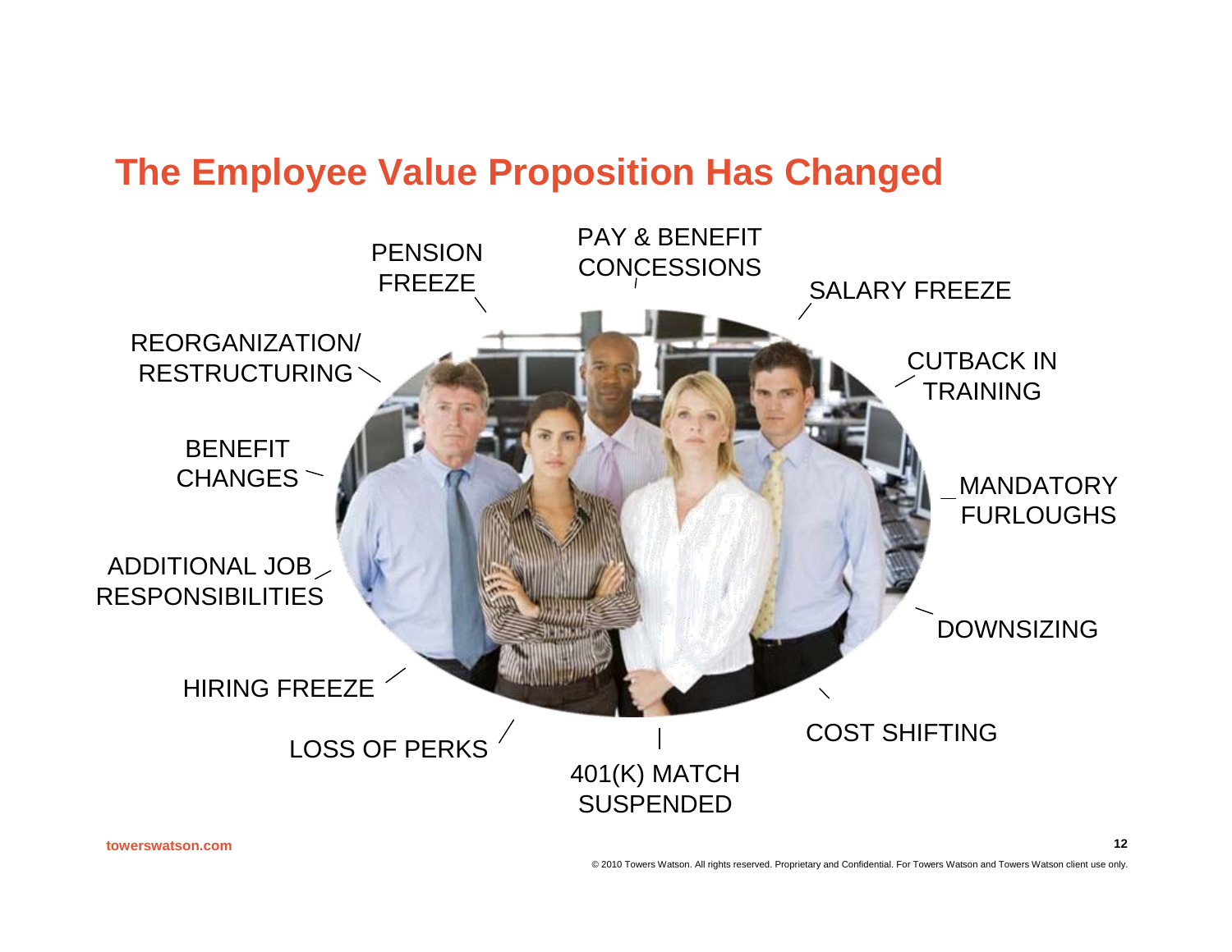# The Employee Value Proposition Has Changed

- PENSION FREEZE
- PAY & BENEFIT CONCESSIONS
- SALARY FREEZE
- REORGANIZATION/ RESTRUCTURING
- CUTBACK IN TRAINING
- BENEFIT CHANGES
- MANDATORY FURLOUGHS
- ADDITIONAL JOB RESPONSIBILITIES
- DOWNSIZING
- HIRING FREEZE
- COST SHIFTING
- LOSS OF PERKS
- 401(K) MATCH SUSPENDED

towerswatson.com

© 2010 Towers Watson. All rights reserved. Proprietary and Confidential. For Towers Watson and Towers Watson client use only.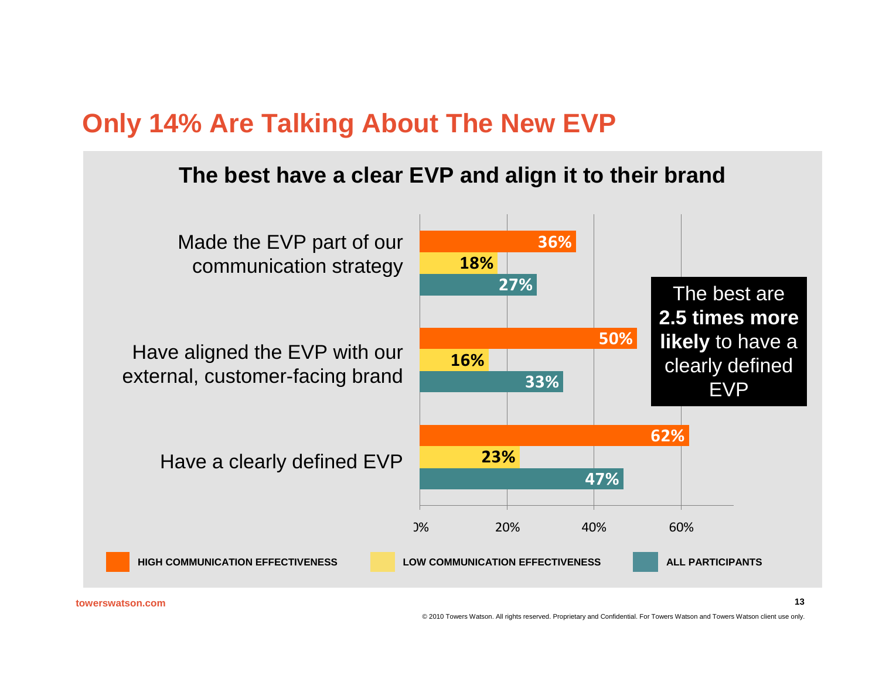# Only 14% Are Talking About The New EVP

## The best have a clear EVP and align it to their brand

| | High Communication Effectiveness | Low Communication Effectiveness | All Participants |
|---|---|---|---|
| Made the EVP part of our communication strategy | 36% | 18% | 27% |
| Have aligned the EVP with our external, customer-facing brand | 50% | 16% | 33% |
| Have a clearly defined EVP | 62% | 23% | 47% |

The best are **2.5 times more likely** to have a clearly defined EVP

towerswatson.com

© 2010 Towers Watson. All rights reserved. Proprietary and Confidential. For Towers Watson and Towers Watson client use only.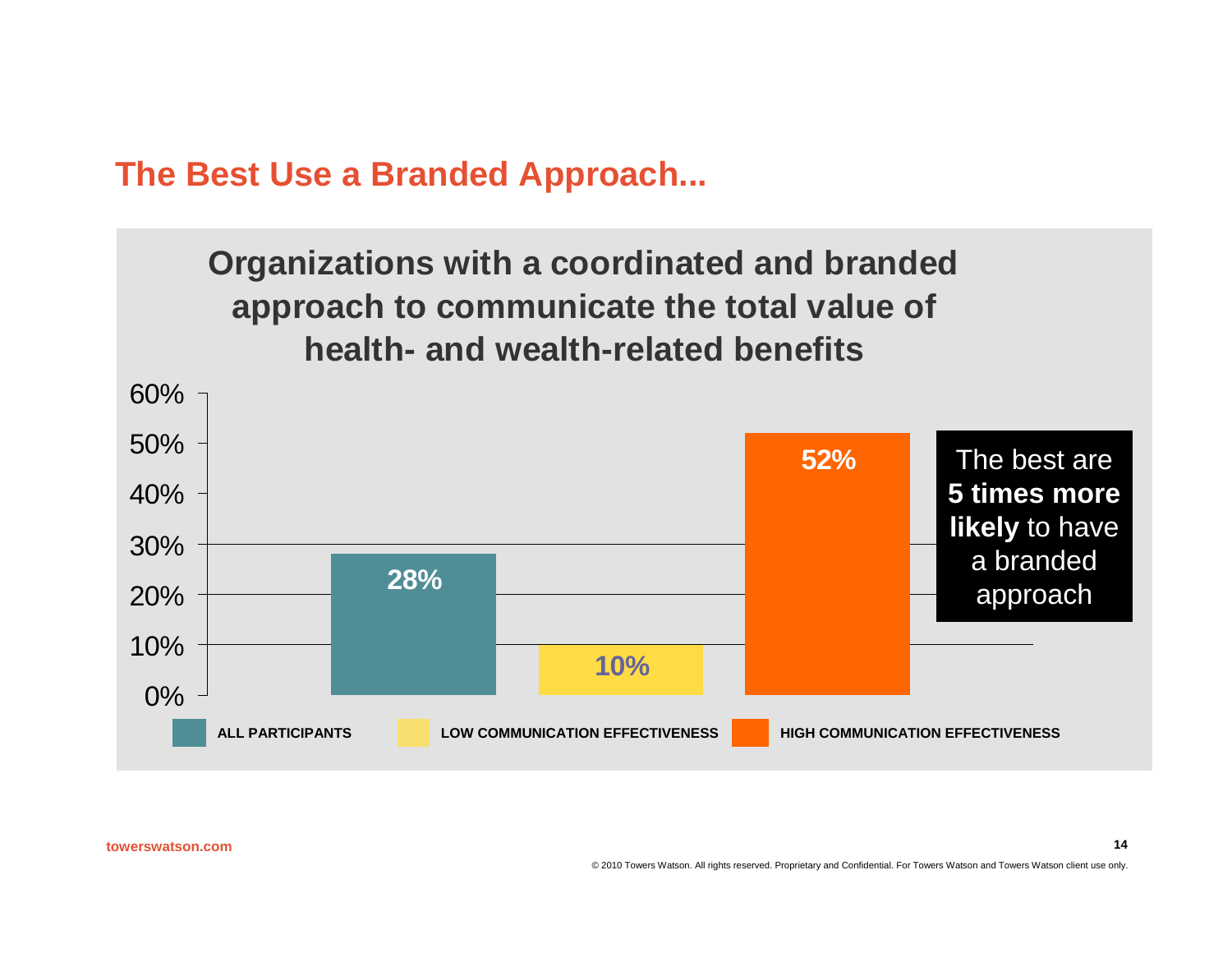# The Best Use a Branded Approach...

**Organizations with a coordinated and branded approach to communicate the total value of health- and wealth-related benefits**

| | Percentage |
|---|---|
| ALL PARTICIPANTS | 28% |
| LOW COMMUNICATION EFFECTIVENESS | 10% |
| HIGH COMMUNICATION EFFECTIVENESS | 52% |

The best are **5 times more likely** to have a branded approach

towerswatson.com

© 2010 Towers Watson. All rights reserved. Proprietary and Confidential. For Towers Watson and Towers Watson client use only.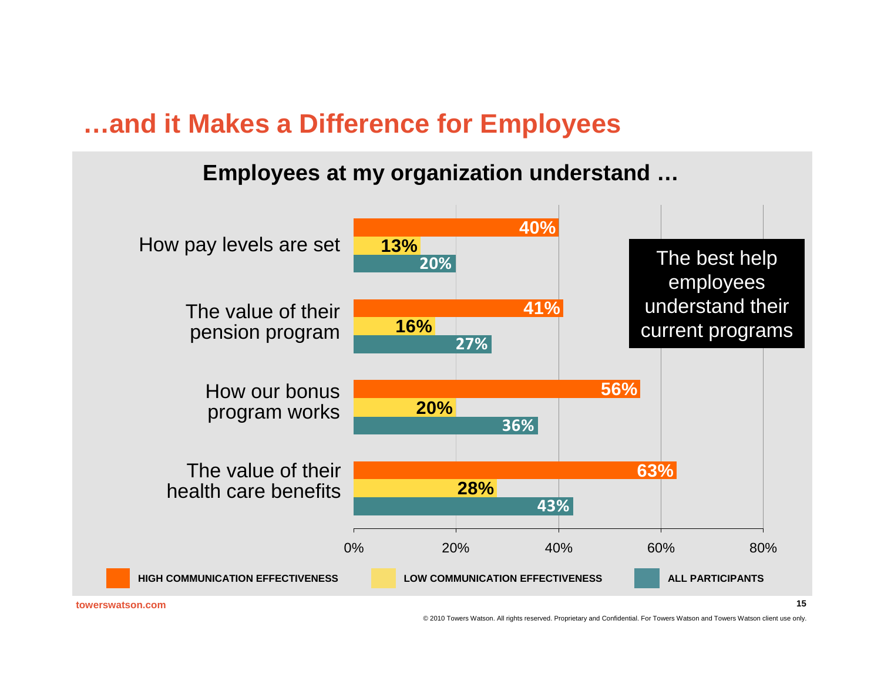# …and it Makes a Difference for Employees

## Employees at my organization understand …

| | High Communication Effectiveness | Low Communication Effectiveness | All Participants |
|---|---|---|---|
| How pay levels are set | 40% | 13% | 20% |
| The value of their pension program | 41% | 16% | 27% |
| How our bonus program works | 56% | 20% | 36% |
| The value of their health care benefits | 63% | 28% | 43% |

The best help employees understand their current programs

© 2010 Towers Watson. All rights reserved. Proprietary and Confidential. For Towers Watson and Towers Watson client use only.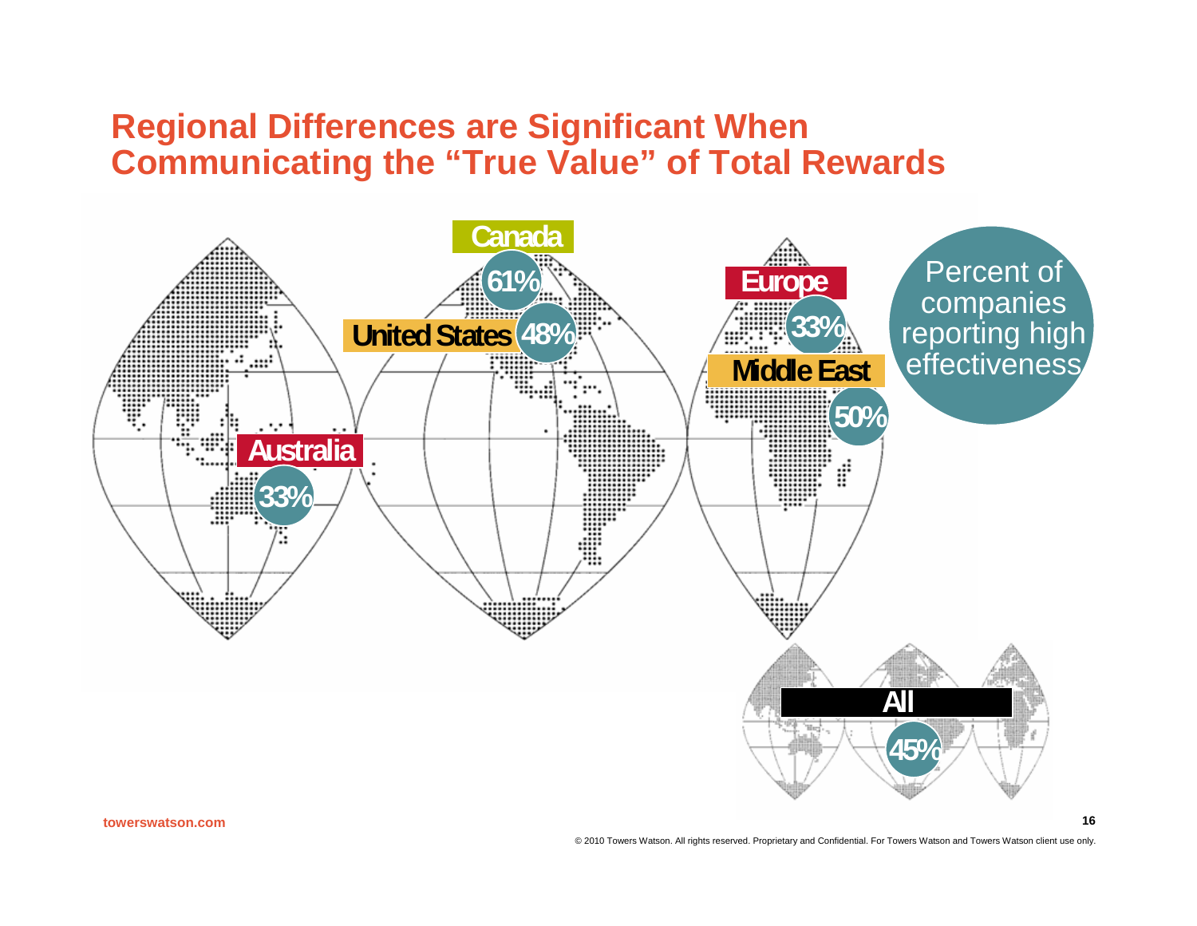# Regional Differences are Significant When Communicating the "True Value" of Total Rewards

Percent of companies reporting high effectiveness

| Region | Percent |
| --- | --- |
| Canada | 61% |
| United States | 48% |
| Europe | 33% |
| Middle East | 50% |
| Australia | 33% |
| All | 45% |

towerswatson.com

© 2010 Towers Watson. All rights reserved. Proprietary and Confidential. For Towers Watson and Towers Watson client use only.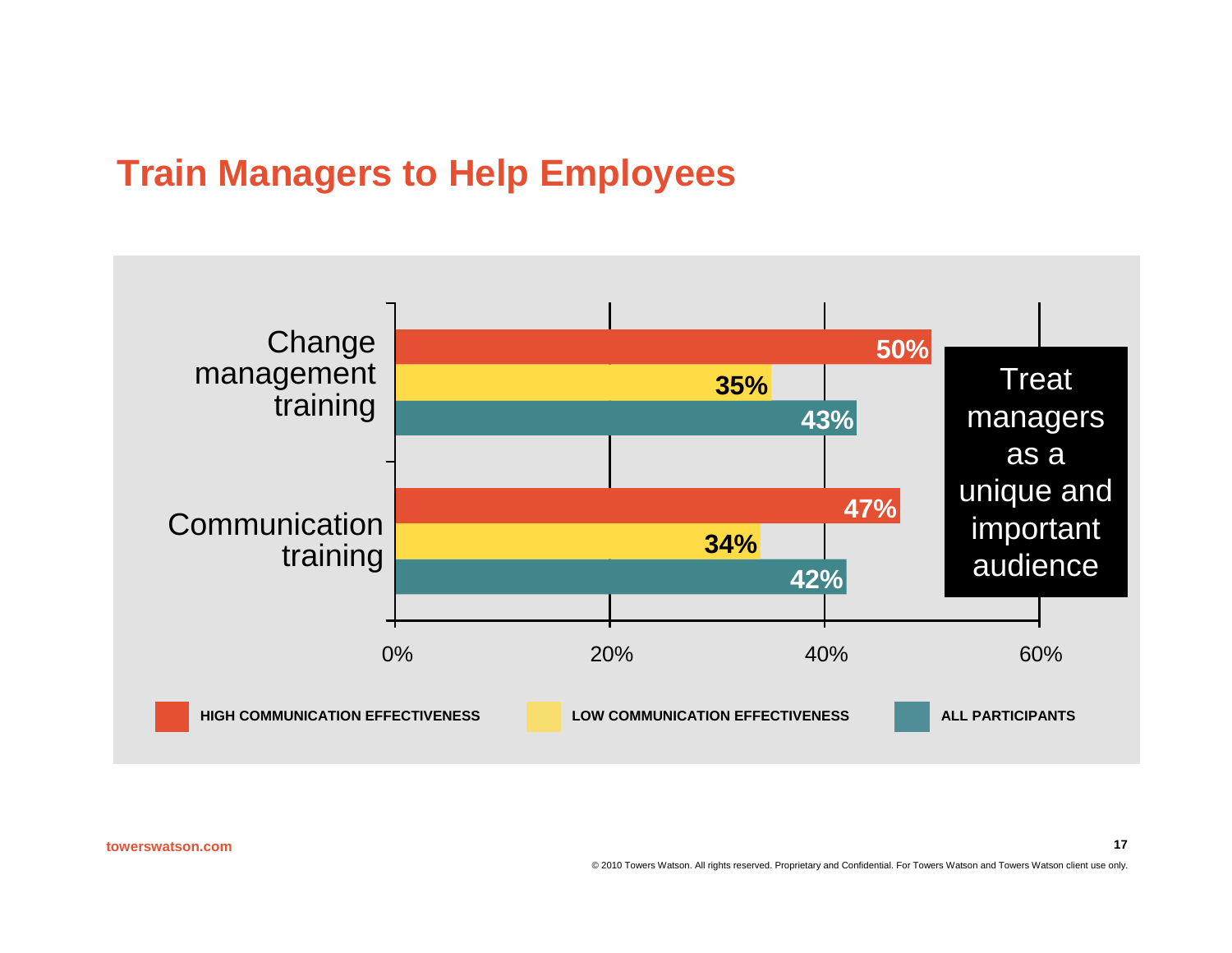# Train Managers to Help Employees

| | High Communication Effectiveness | Low Communication Effectiveness | All Participants |
|---|---|---|---|
| Change management training | 50% | 35% | 43% |
| Communication training | 47% | 34% | 42% |

Treat managers as a unique and important audience

towerswatson.com

© 2010 Towers Watson. All rights reserved. Proprietary and Confidential. For Towers Watson and Towers Watson client use only.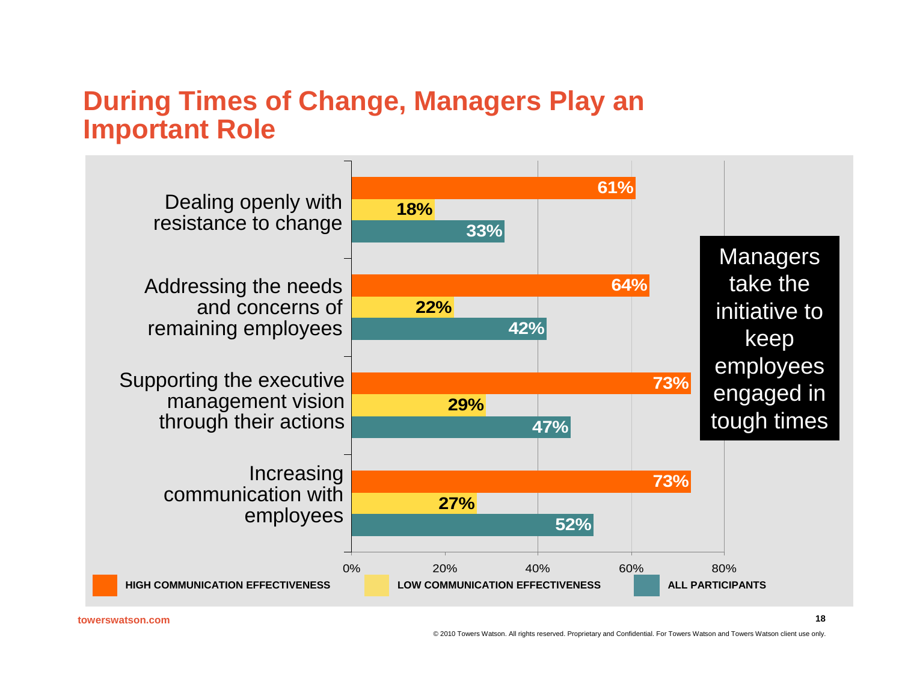# During Times of Change, Managers Play an Important Role

| | HIGH COMMUNICATION EFFECTIVENESS | LOW COMMUNICATION EFFECTIVENESS | ALL PARTICIPANTS |
|---|---|---|---|
| Dealing openly with resistance to change | 61% | 18% | 33% |
| Addressing the needs and concerns of remaining employees | 64% | 22% | 42% |
| Supporting the executive management vision through their actions | 73% | 29% | 47% |
| Increasing communication with employees | 73% | 27% | 52% |

**Managers take the initiative to keep employees engaged in tough times**

towerswatson.com

© 2010 Towers Watson. All rights reserved. Proprietary and Confidential. For Towers Watson and Towers Watson client use only.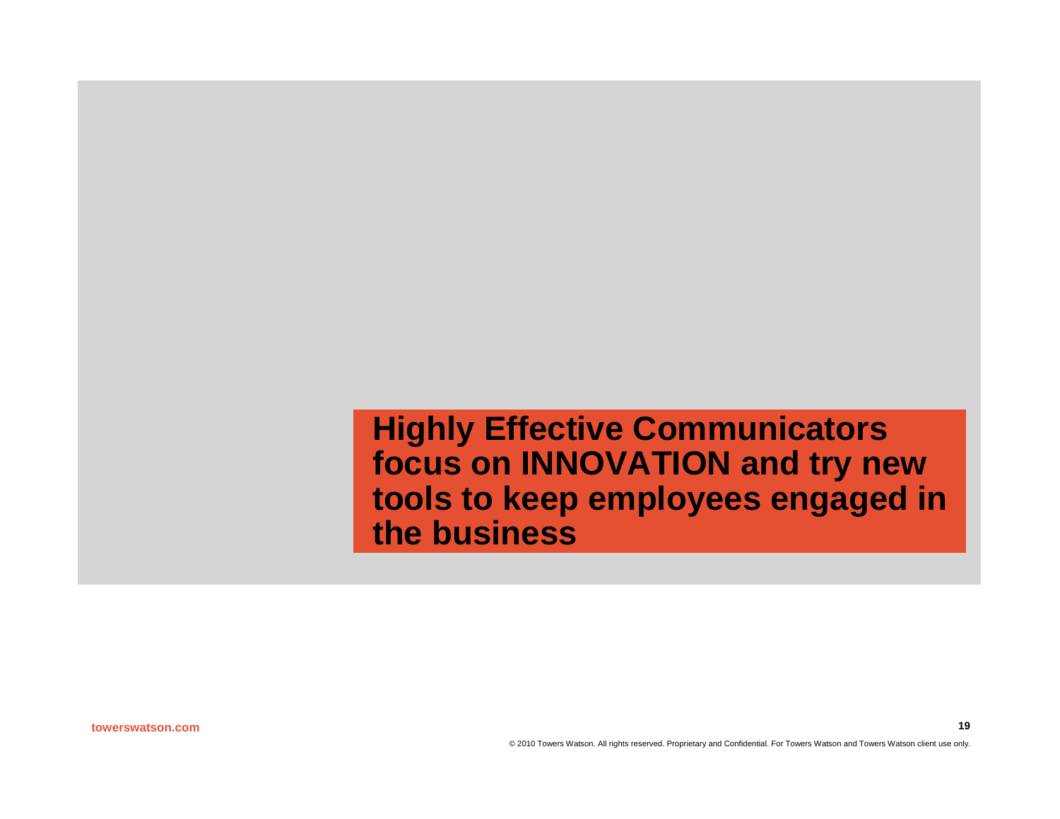# Highly Effective Communicators focus on INNOVATION and try new tools to keep employees engaged in the business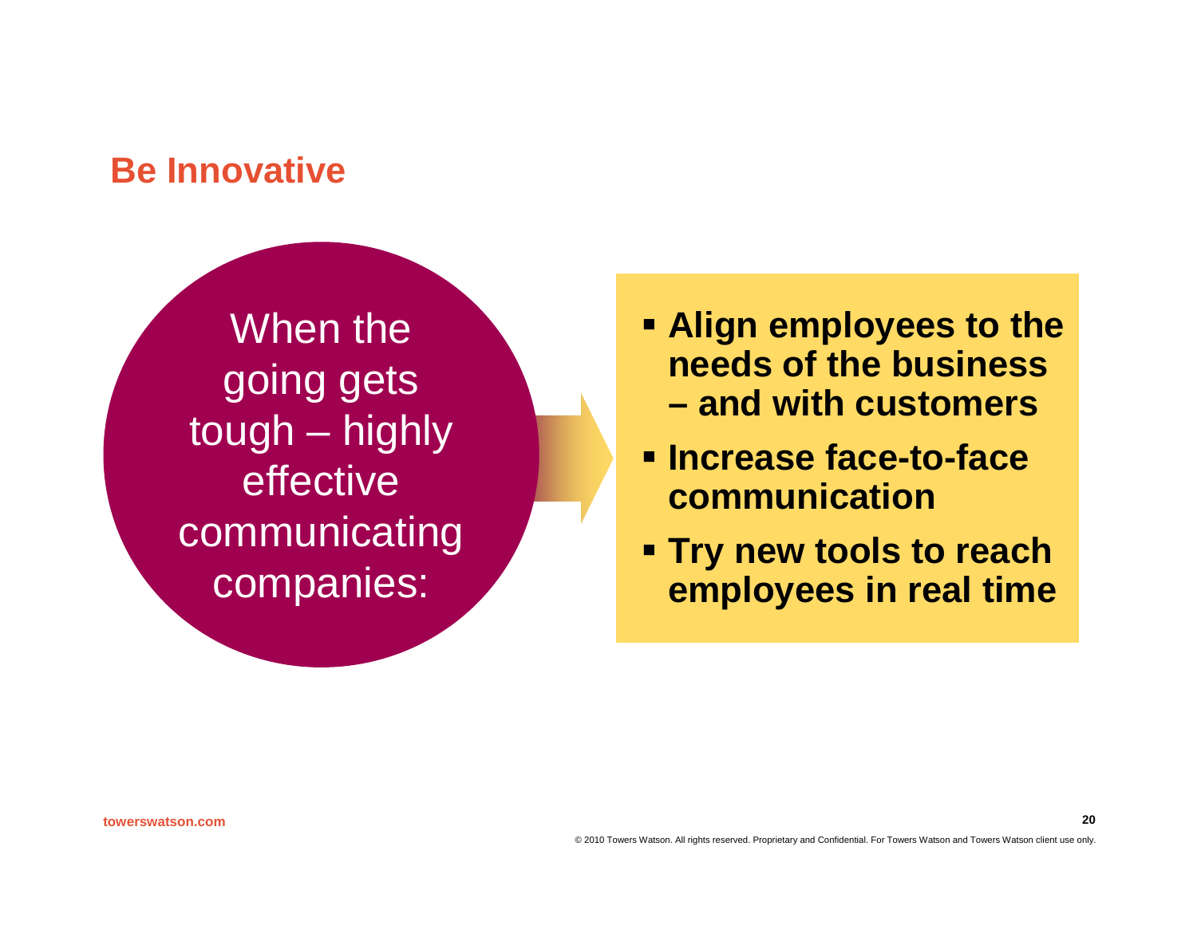## Be Innovative

When the going gets tough – highly effective communicating companies:

- **Align employees to the needs of the business – and with customers**
- **Increase face-to-face communication**
- **Try new tools to reach employees in real time**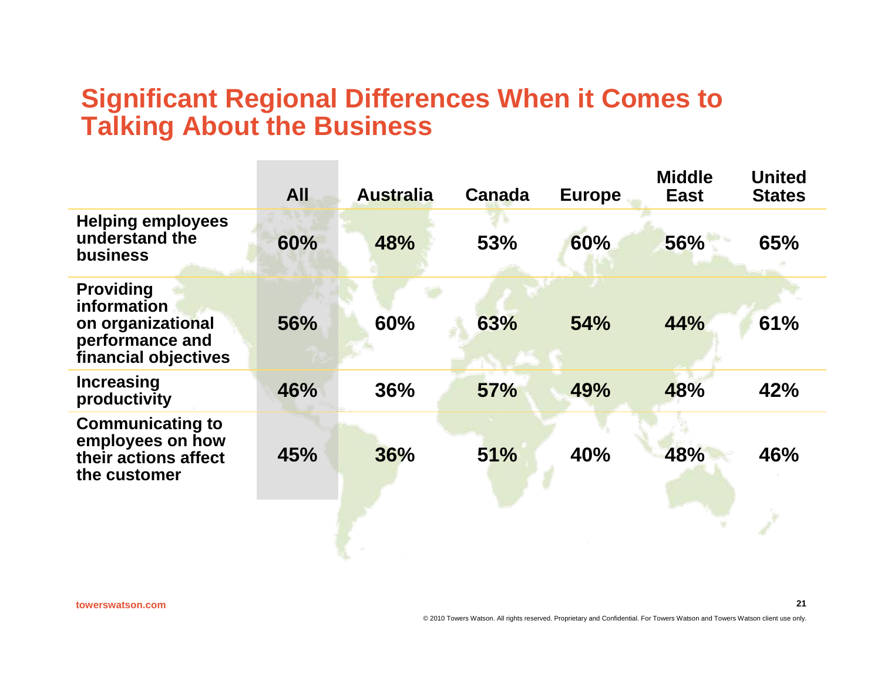# Significant Regional Differences When it Comes to Talking About the Business

| | All | Australia | Canada | Europe | Middle East | United States |
|---|---|---|---|---|---|---|
| Helping employees understand the business | 60% | 48% | 53% | 60% | 56% | 65% |
| Providing information on organizational performance and financial objectives | 56% | 60% | 63% | 54% | 44% | 61% |
| Increasing productivity | 46% | 36% | 57% | 49% | 48% | 42% |
| Communicating to employees on how their actions affect the customer | 45% | 36% | 51% | 40% | 48% | 46% |

towerswatson.com

© 2010 Towers Watson. All rights reserved. Proprietary and Confidential. For Towers Watson and Towers Watson client use only.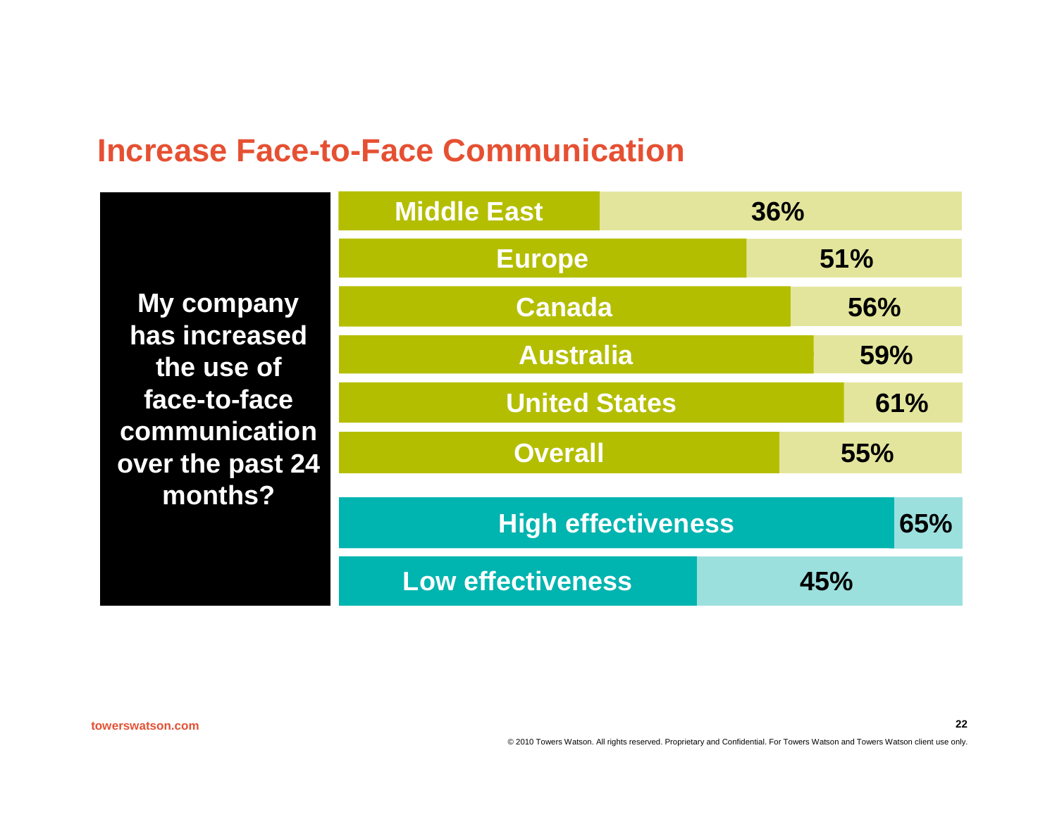# Increase Face-to-Face Communication

**My company has increased the use of face-to-face communication over the past 24 months?**

| Group | % |
| --- | --- |
| Middle East | 36% |
| Europe | 51% |
| Canada | 56% |
| Australia | 59% |
| United States | 61% |
| Overall | 55% |
| High effectiveness | 65% |
| Low effectiveness | 45% |

towerswatson.com

© 2010 Towers Watson. All rights reserved. Proprietary and Confidential. For Towers Watson and Towers Watson client use only.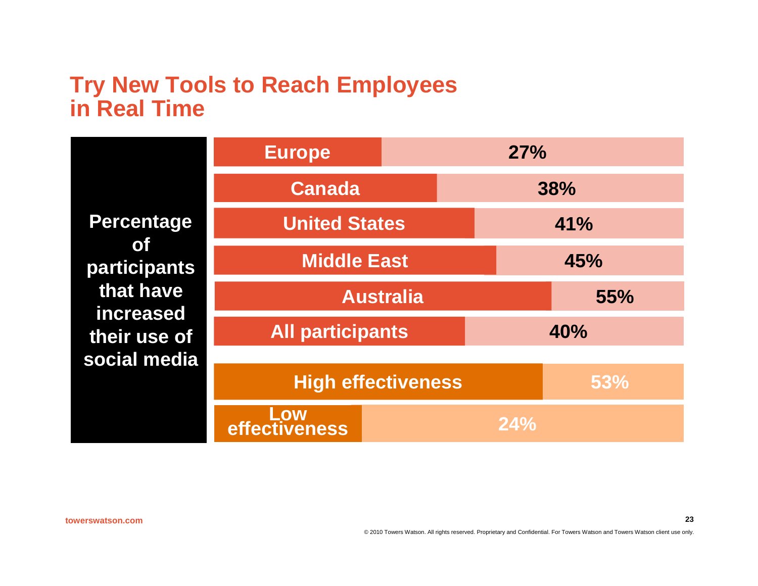# Try New Tools to Reach Employees in Real Time

**Percentage of participants that have increased their use of social media**

| Group | Percentage |
|---|---|
| Europe | 27% |
| Canada | 38% |
| United States | 41% |
| Middle East | 45% |
| Australia | 55% |
| All participants | 40% |
| High effectiveness | 53% |
| Low effectiveness | 24% |

towerswatson.com

© 2010 Towers Watson. All rights reserved. Proprietary and Confidential. For Towers Watson and Towers Watson client use only.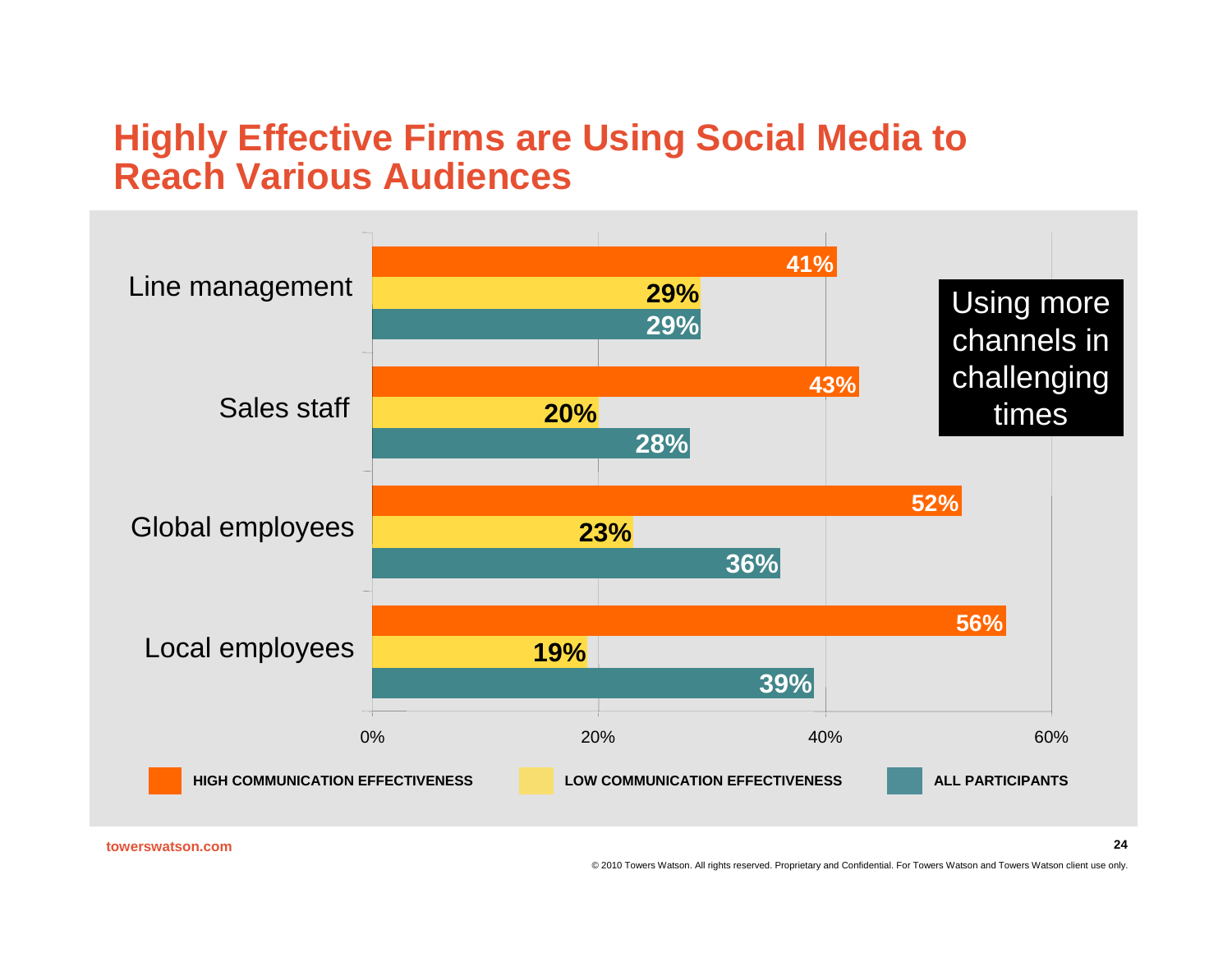# Highly Effective Firms are Using Social Media to Reach Various Audiences

| | HIGH COMMUNICATION EFFECTIVENESS | LOW COMMUNICATION EFFECTIVENESS | ALL PARTICIPANTS |
|---|---|---|---|
| Line management | 41% | 29% | 29% |
| Sales staff | 43% | 20% | 28% |
| Global employees | 52% | 23% | 36% |
| Local employees | 56% | 19% | 39% |

Using more channels in challenging times

towerswatson.com

© 2010 Towers Watson. All rights reserved. Proprietary and Confidential. For Towers Watson and Towers Watson client use only.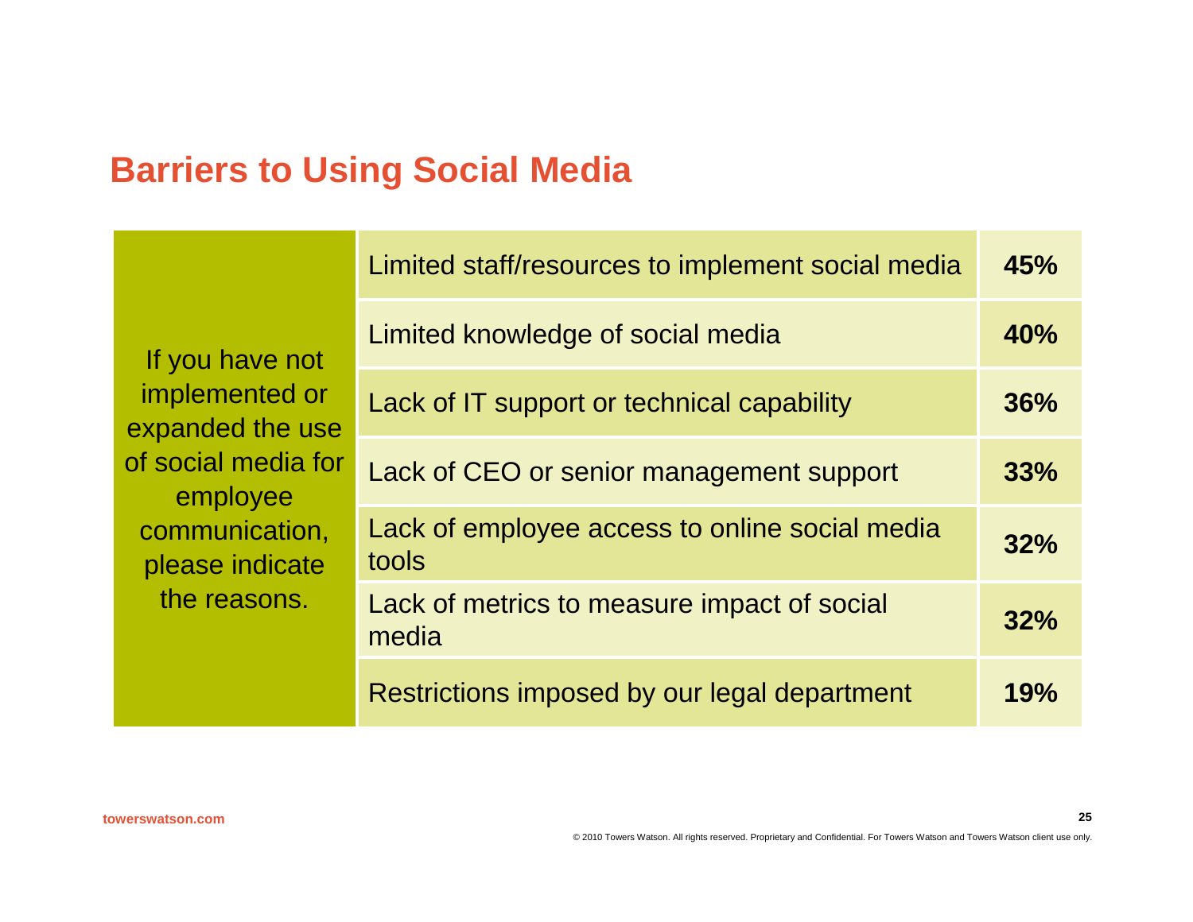# Barriers to Using Social Media

| If you have not implemented or expanded the use of social media for employee communication, please indicate the reasons. | | |
|---|---|---|
| | Limited staff/resources to implement social media | **45%** |
| | Limited knowledge of social media | **40%** |
| | Lack of IT support or technical capability | **36%** |
| | Lack of CEO or senior management support | **33%** |
| | Lack of employee access to online social media tools | **32%** |
| | Lack of metrics to measure impact of social media | **32%** |
| | Restrictions imposed by our legal department | **19%** |

towerswatson.com

© 2010 Towers Watson. All rights reserved. Proprietary and Confidential. For Towers Watson and Towers Watson client use only.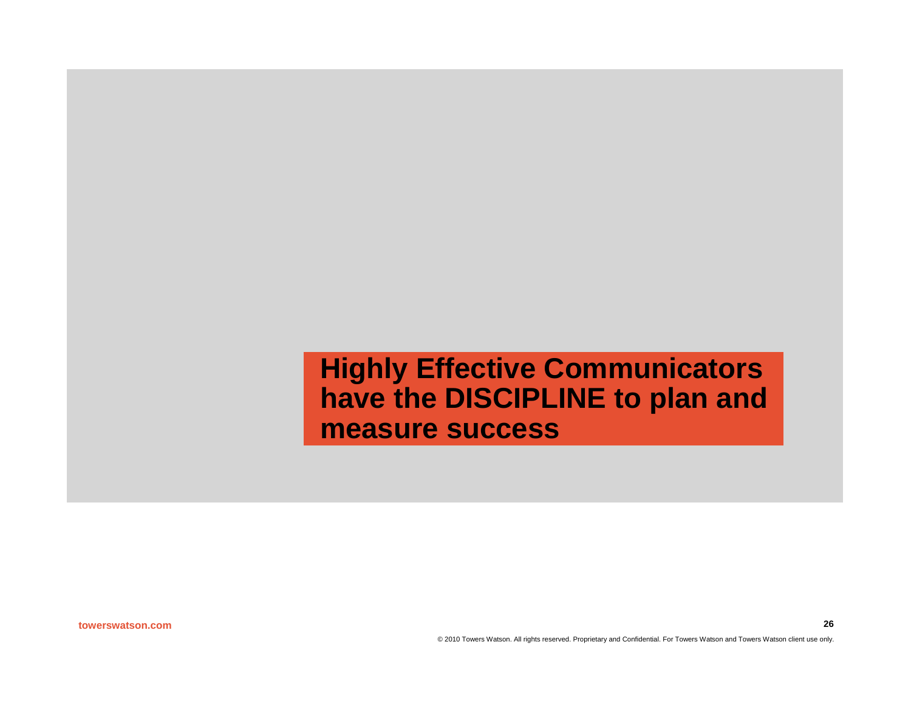# Highly Effective Communicators have the DISCIPLINE to plan and measure success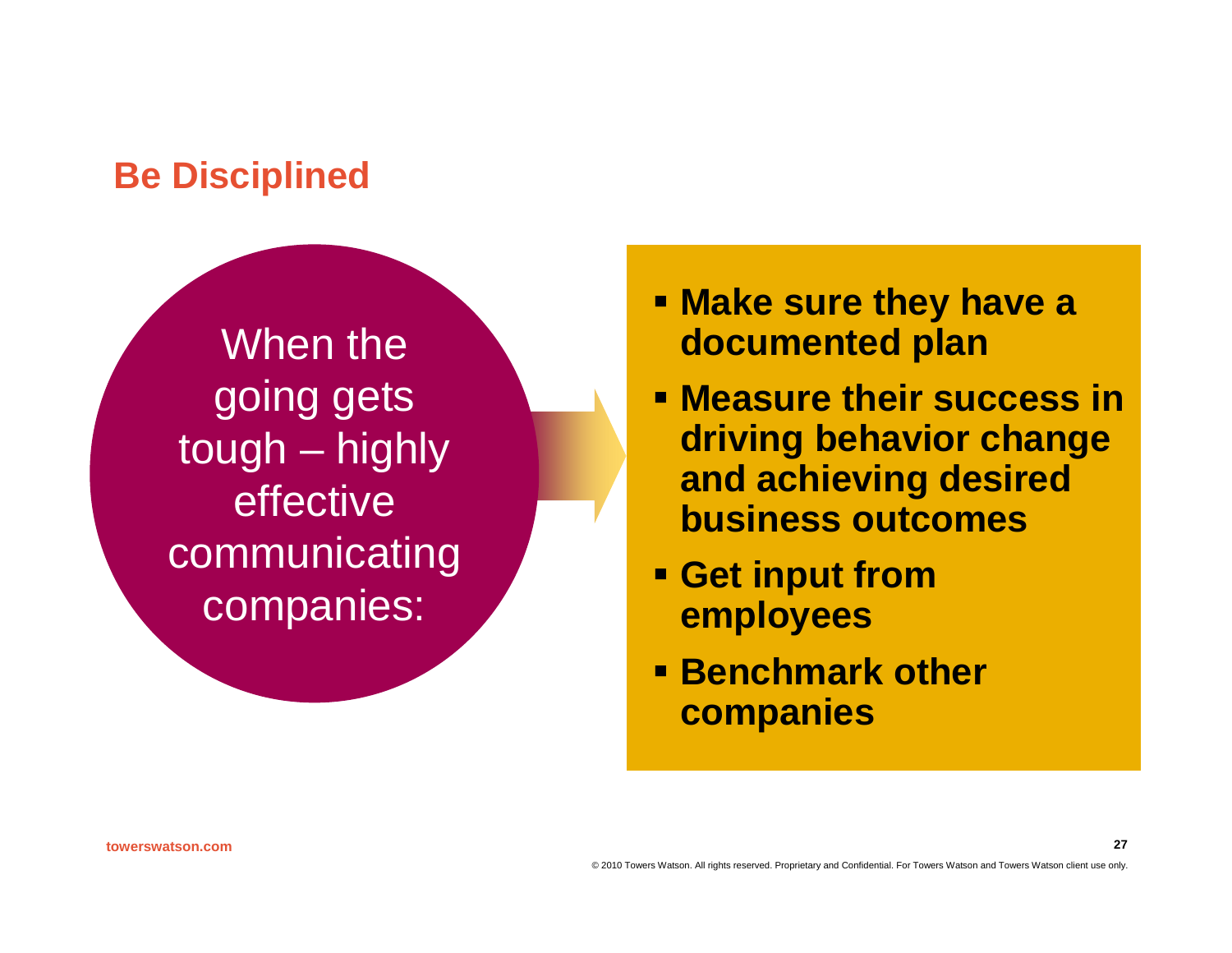## Be Disciplined

When the going gets tough – highly effective communicating companies:

- **Make sure they have a documented plan**
- **Measure their success in driving behavior change and achieving desired business outcomes**
- **Get input from employees**
- **Benchmark other companies**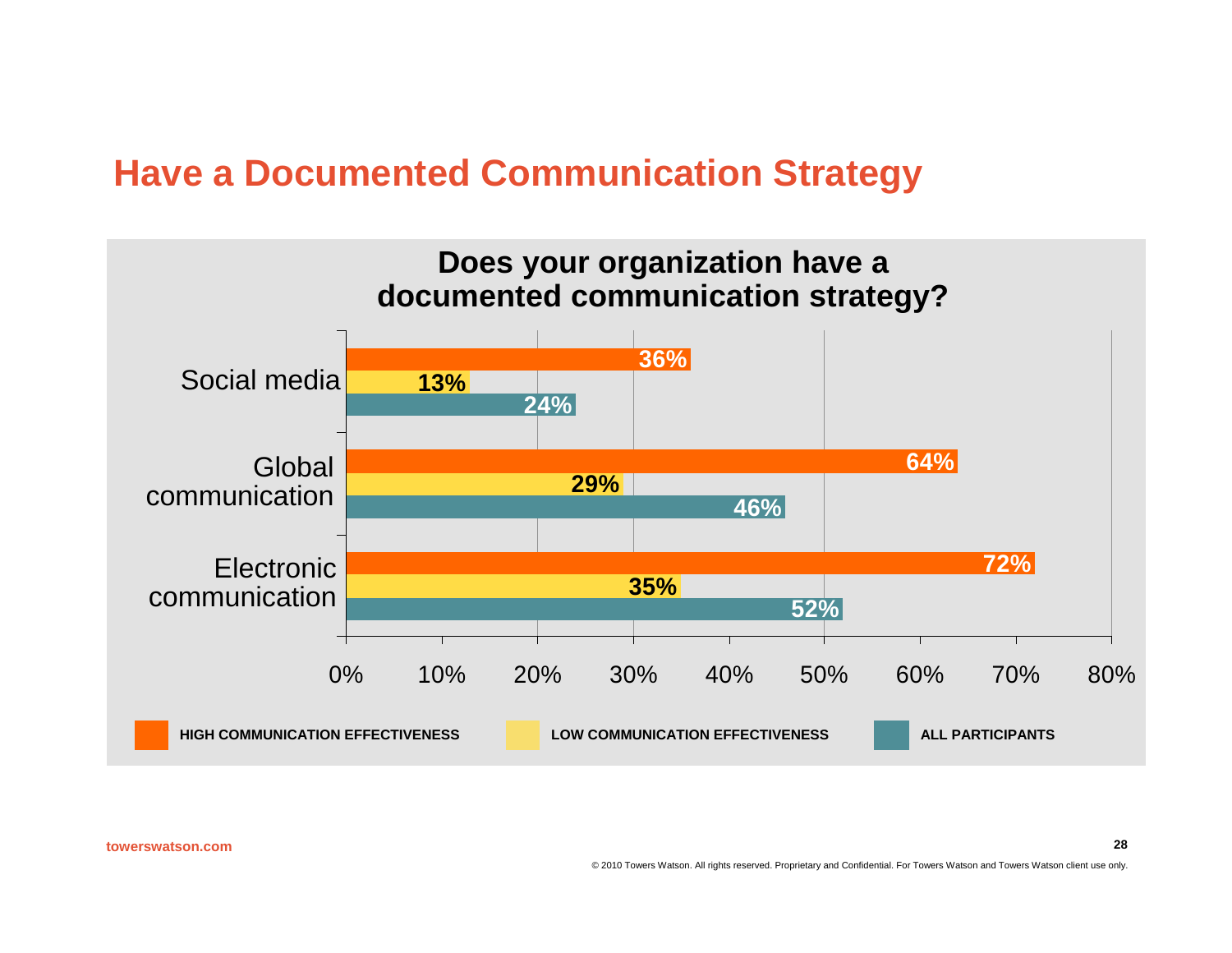# Have a Documented Communication Strategy

## Does your organization have a documented communication strategy?

| | High communication effectiveness | Low communication effectiveness | All participants |
|---|---|---|---|
| Social media | 36% | 13% | 24% |
| Global communication | 64% | 29% | 46% |
| Electronic communication | 72% | 35% | 52% |

towerswatson.com

© 2010 Towers Watson. All rights reserved. Proprietary and Confidential. For Towers Watson and Towers Watson client use only.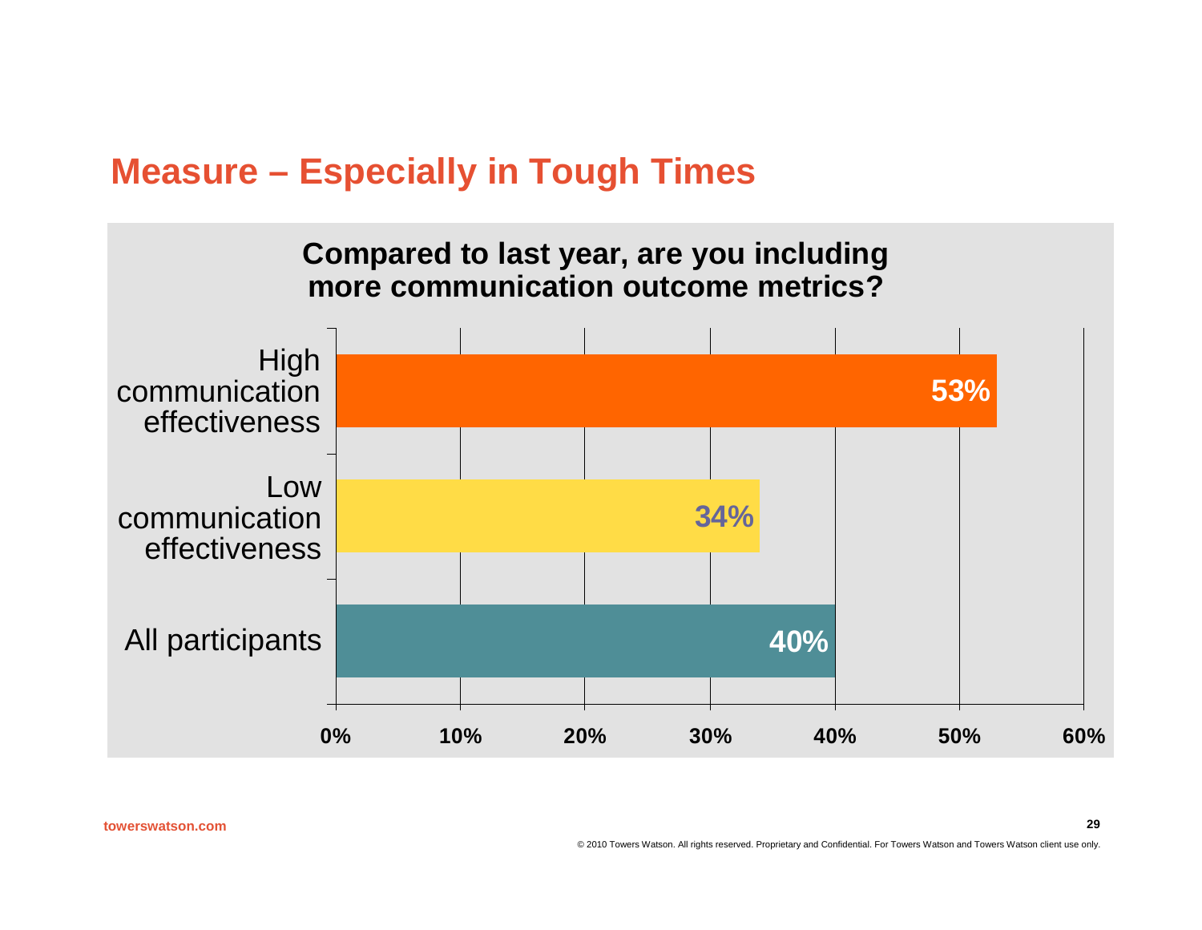# Measure – Especially in Tough Times

**Compared to last year, are you including more communication outcome metrics?**

| Group | Percentage |
| --- | --- |
| High communication effectiveness | 53% |
| Low communication effectiveness | 34% |
| All participants | 40% |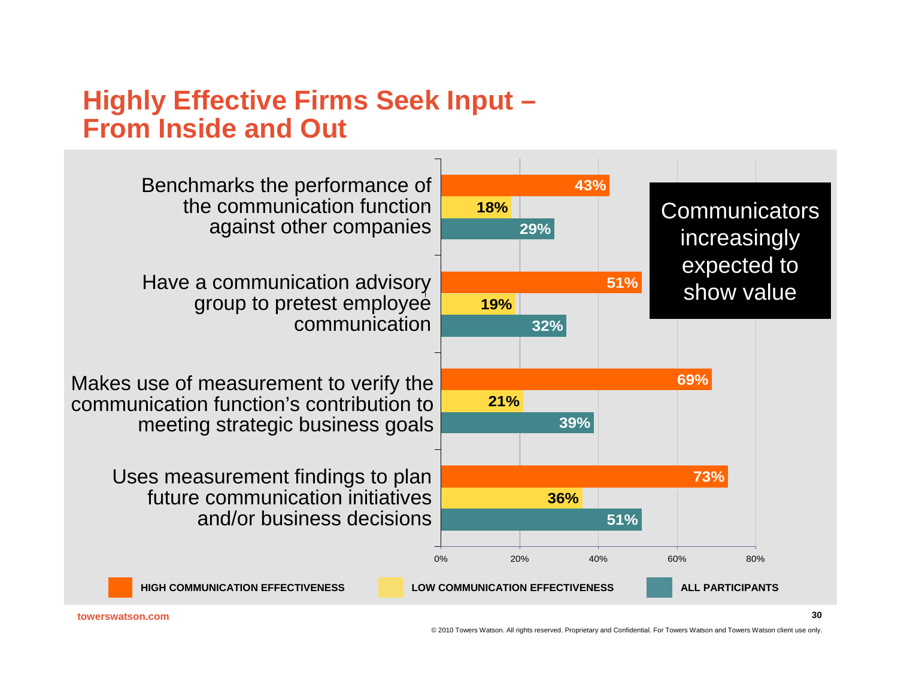# Highly Effective Firms Seek Input – From Inside and Out

| | High Communication Effectiveness | Low Communication Effectiveness | All Participants |
|---|---|---|---|
| Benchmarks the performance of the communication function against other companies | 43% | 18% | 29% |
| Have a communication advisory group to pretest employee communication | 51% | 19% | 32% |
| Makes use of measurement to verify the communication function's contribution to meeting strategic business goals | 69% | 21% | 39% |
| Uses measurement findings to plan future communication initiatives and/or business decisions | 73% | 36% | 51% |

Communicators increasingly expected to show value

towerswatson.com

© 2010 Towers Watson. All rights reserved. Proprietary and Confidential. For Towers Watson and Towers Watson client use only.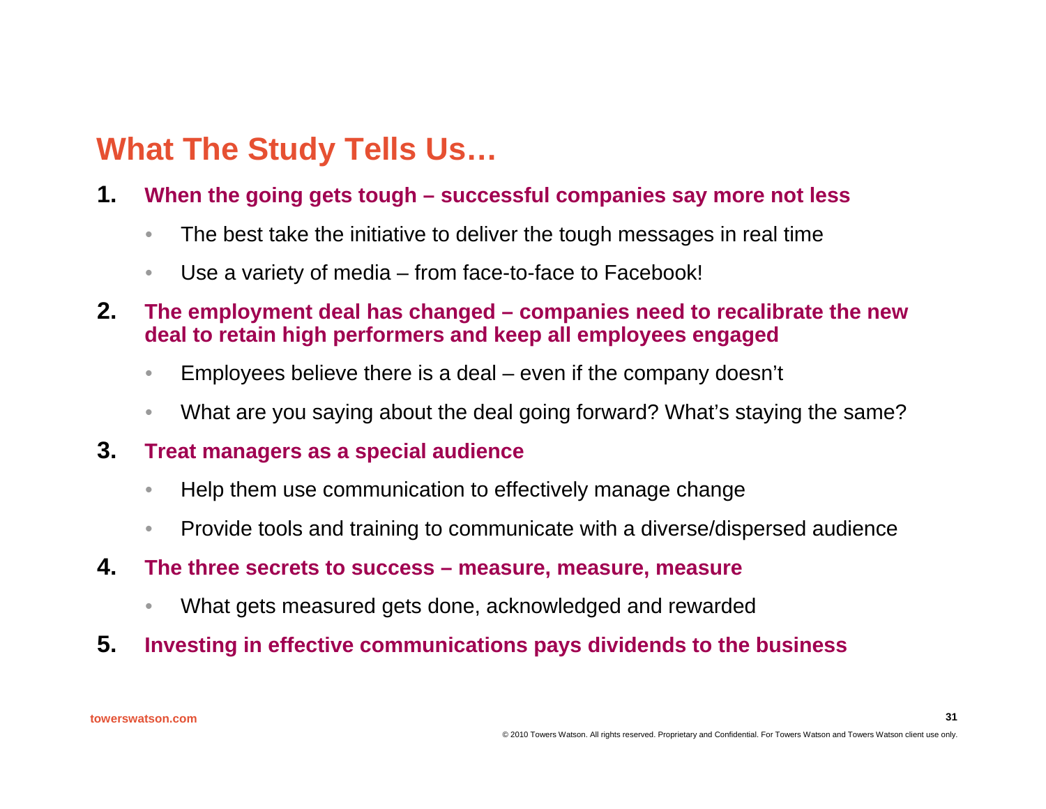# What The Study Tells Us…

1. **When the going gets tough – successful companies say more not less**
   - The best take the initiative to deliver the tough messages in real time
   - Use a variety of media – from face-to-face to Facebook!
2. **The employment deal has changed – companies need to recalibrate the new deal to retain high performers and keep all employees engaged**
   - Employees believe there is a deal – even if the company doesn't
   - What are you saying about the deal going forward? What's staying the same?
3. **Treat managers as a special audience**
   - Help them use communication to effectively manage change
   - Provide tools and training to communicate with a diverse/dispersed audience
4. **The three secrets to success – measure, measure, measure**
   - What gets measured gets done, acknowledged and rewarded
5. **Investing in effective communications pays dividends to the business**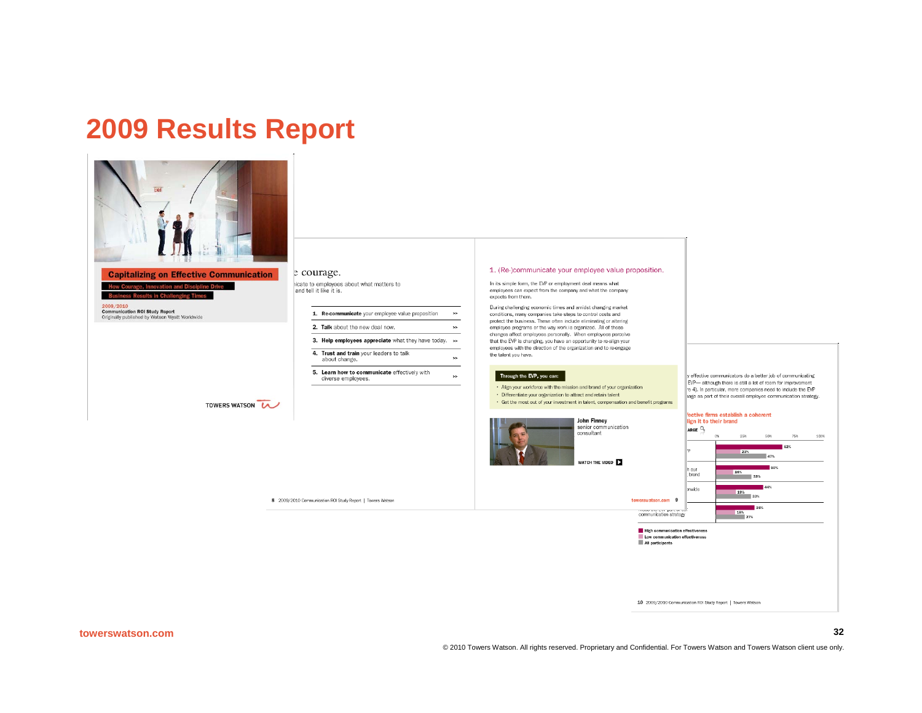# 2009 Results Report

**Capitalizing on Effective Communication**

How Courage, Innovation and Discipline Drive

Business Results in Challenging Times

2009/2010

Communication ROI Study Report

Originally published by Watson Wyatt Worldwide

TOWERS WATSON

courage.

icate to employees about what matters to and tell it like it is.

1. **Re-communicate** your employee value proposition
2. **Talk** about the new deal now.
3. **Help employees appreciate** what they have today.
4. **Trust and train** your leaders to talk about change.
5. **Learn how to communicate** effectively with diverse employees.

8 2009/2010 Communication ROI Study Report | Towers Watson

1. (Re-)communicate your employee value proposition.

In its simple form, the EVP or employment deal means what employees can expect from the company and what the company expects from them.

During challenging economic times and amidst changing market conditions, many companies take steps to control costs and protect the business. These often include eliminating or altering employee programs or the way work is organized. All of these changes affect employees personally. When employees perceive that the EVP is changing, you have an opportunity to re-align your employees with the direction of the organization and to re-engage the talent you have.

**Through the EVP, you can:**

- Align your workforce with the mission and brand of your organization
- Differentiate your organization to attract and retain talent
- Get the most out of your investment in talent, compensation and benefit programs

**John Finney**
senior communication consultant

WATCH THE VIDEO

towerswatson.com 9

y effective communicators do a better job of communicating EVP— although there is still a lot of room for improvement e 4). In particular, more companies need to include the EVP sage as part of their overall employee communication strategy.

fective firms establish a coherent lign it to their brand

| | High | Low | All |
|---|---|---|---|
| P | 62% | 23% | 47% |
| h our brand | 50% | 16% | 33% |
| owide | 44% | 19% | 33% |
| communication strategy | 36% | 18% | 27% |

High communication effectiveness
Low communication effectiveness
All participants

10 2009/2010 Communication ROI Study Report | Towers Watson

towerswatson.com

© 2010 Towers Watson. All rights reserved. Proprietary and Confidential. For Towers Watson and Towers Watson client use only.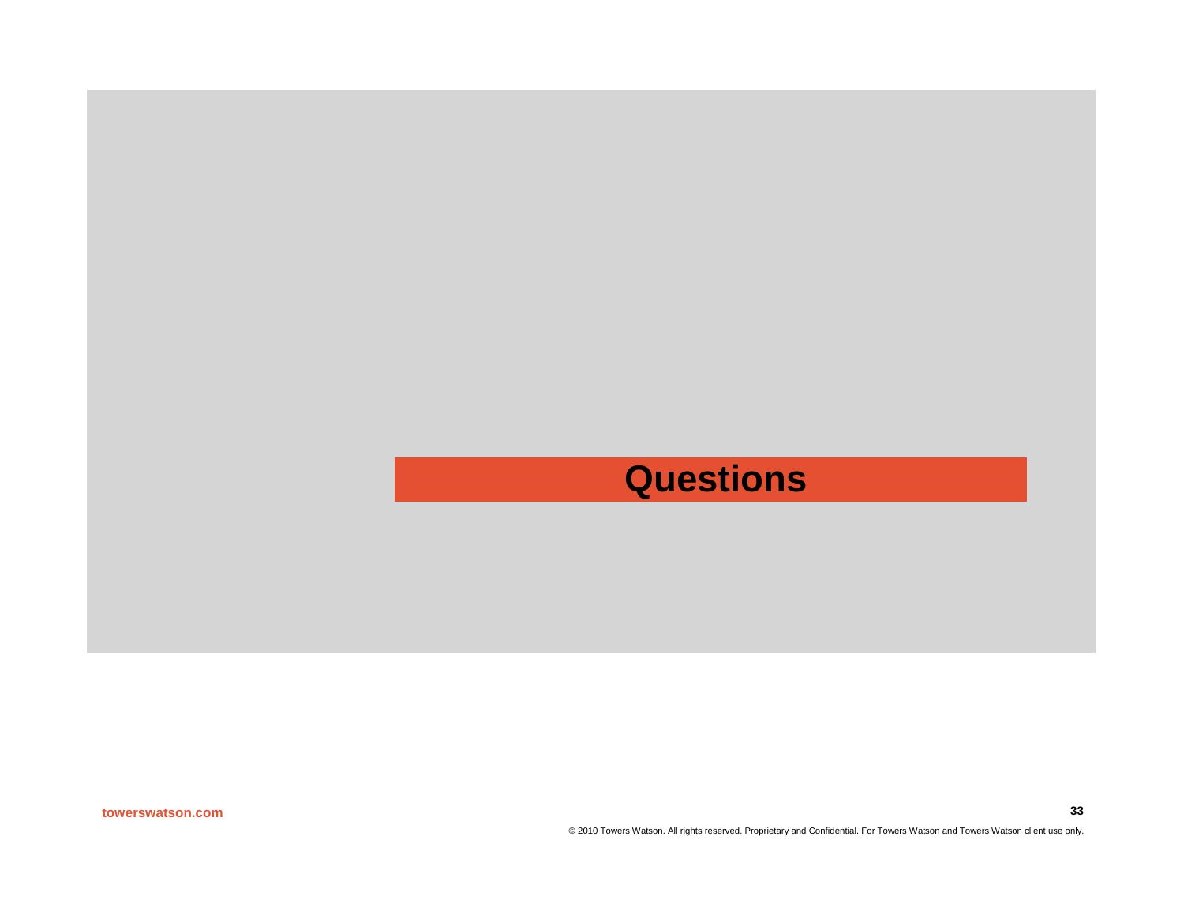# Questions